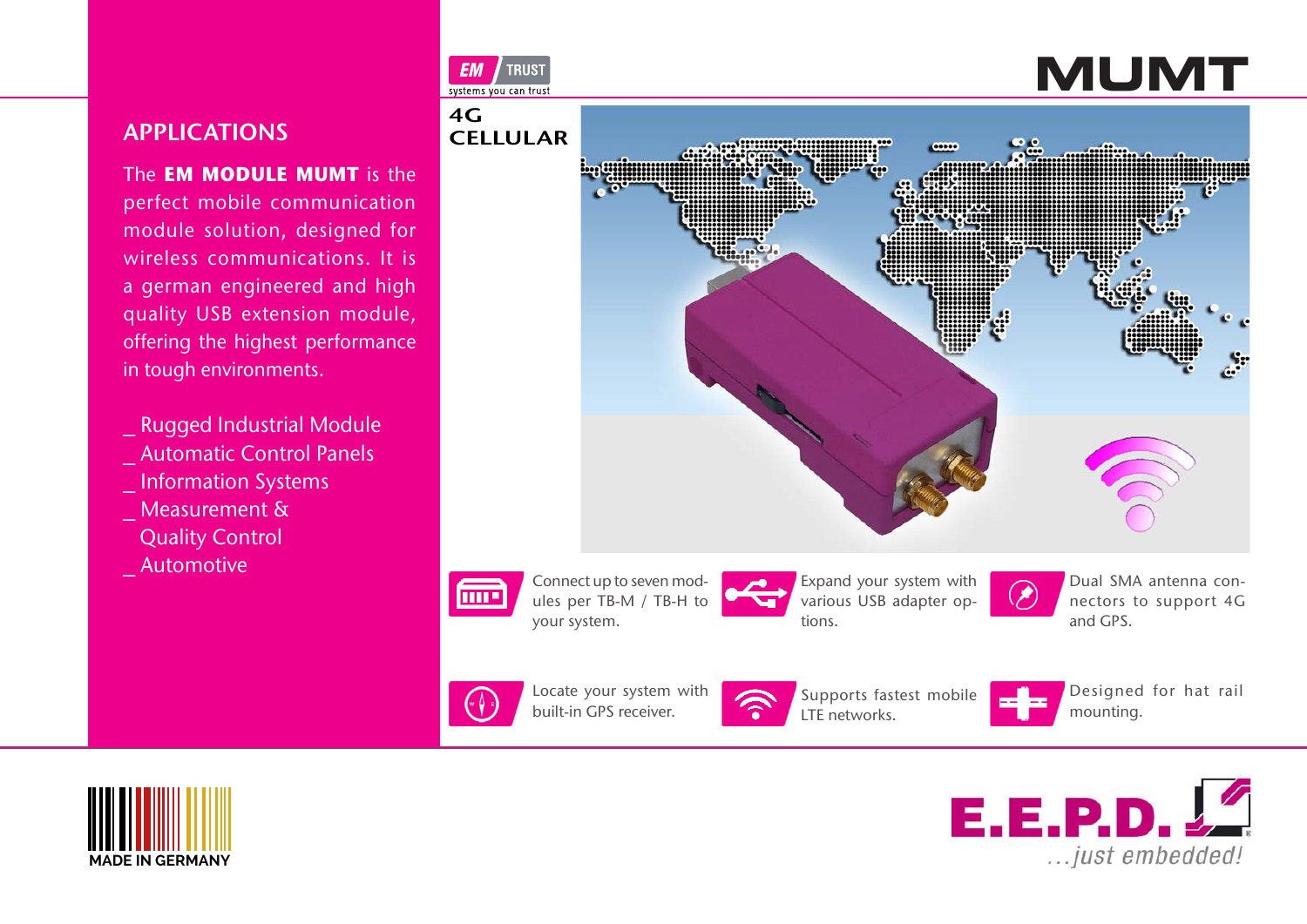# MUMT

**EM TRUST** – systems you can trust

**4G CELLULAR**

## APPLICATIONS

The **EM MODULE MUMT** is the perfect mobile communication module solution, designed for wireless communications. It is a german engineered and high quality USB extension module, offering the highest performance in tough environments.

_ Rugged Industrial Module
_ Automatic Control Panels
_ Information Systems
_ Measurement & Quality Control
_ Automotive

Connect up to seven modules per TB-M / TB-H to your system.

Expand your system with various USB adapter options.

Dual SMA antenna connectors to support 4G and GPS.

Locate your system with built-in GPS receiver.

Supports fastest mobile LTE networks.

Designed for hat rail mounting.

MADE IN GERMANY

E.E.P.D. ...just embedded!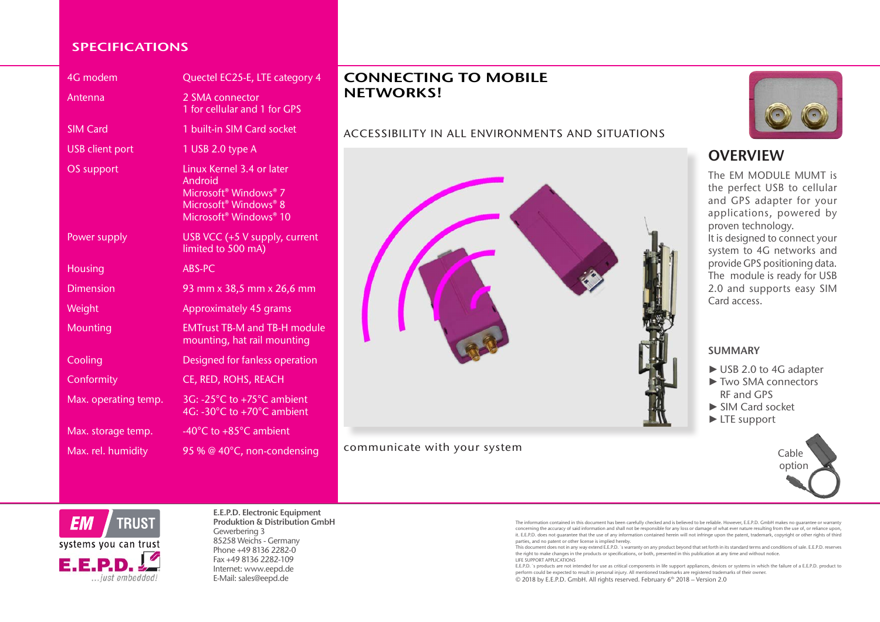## SPECIFICATIONS

| | |
|---|---|
| 4G modem | Quectel EC25-E, LTE category 4 |
| Antenna | 2 SMA connector<br>1 for cellular and 1 for GPS |
| SIM Card | 1 built-in SIM Card socket |
| USB client port | 1 USB 2.0 type A |
| OS support | Linux Kernel 3.4 or later<br>Android<br>Microsoft® Windows® 7<br>Microsoft® Windows® 8<br>Microsoft® Windows® 10 |
| Power supply | USB VCC (+5 V supply, current limited to 500 mA) |
| Housing | ABS-PC |
| Dimension | 93 mm x 38,5 mm x 26,6 mm |
| Weight | Approximately 45 grams |
| Mounting | EMTrust TB-M and TB-H module mounting, hat rail mounting |
| Cooling | Designed for fanless operation |
| Conformity | CE, RED, ROHS, REACH |
| Max. operating temp. | 3G: -25°C to +75°C ambient<br>4G: -30°C to +70°C ambient |
| Max. storage temp. | -40°C to +85°C ambient |
| Max. rel. humidity | 95 % @ 40°C, non-condensing |

## CONNECTING TO MOBILE NETWORKS!

ACCESSIBILITY IN ALL ENVIRONMENTS AND SITUATIONS

communicate with your system

## OVERVIEW

The EM MODULE MUMT is the perfect USB to cellular and GPS adapter for your applications, powered by proven technology.
It is designed to connect your system to 4G networks and provide GPS positioning data. The module is ready for USB 2.0 and supports easy SIM Card access.

### SUMMARY

- ► USB 2.0 to 4G adapter
- ► Two SMA connectors RF and GPS
- ► SIM Card socket
- ► LTE support

Cable option

EM TRUST
systems you can trust
E.E.P.D.
...just embedded!

**E.E.P.D. Electronic Equipment Produktion & Distribution GmbH**
Gewerbering 3
85258 Weichs - Germany
Phone +49 8136 2282-0
Fax +49 8136 2282-109
Internet: www.eepd.de
E-Mail: sales@eepd.de

The information contained in this document has been carefully checked and is believed to be reliable. However, E.E.P.D. GmbH makes no guarantee or warranty concerning the accuracy of said information and shall not be responsible for any loss or damage of what ever nature resulting from the use of, or reliance upon, it. E.E.P.D. does not guarantee that the use of any information contained herein will not infringe upon the patent, trademark, copyright or other rights of third parties, and no patent or other license is implied hereby.
This document does not in any way extend E.E.P.D. ´s warranty on any product beyond that set forth in its standard terms and conditions of sale. E.E.P.D. reserves the right to make changes in the products or specifications, or both, presented in this publication at any time and without notice.
LIFE SUPPORT APPLICATIONS
E.E.P.D. ´s products are not intended for use as critical components in life support appliances, devices or systems in which the failure of a E.E.P.D. product to perform could be expected to result in personal injury. All mentioned trademarks are registered trademarks of their owner.
© 2018 by E.E.P.D. GmbH. All rights reserved. February 6th 2018 – Version 2.0